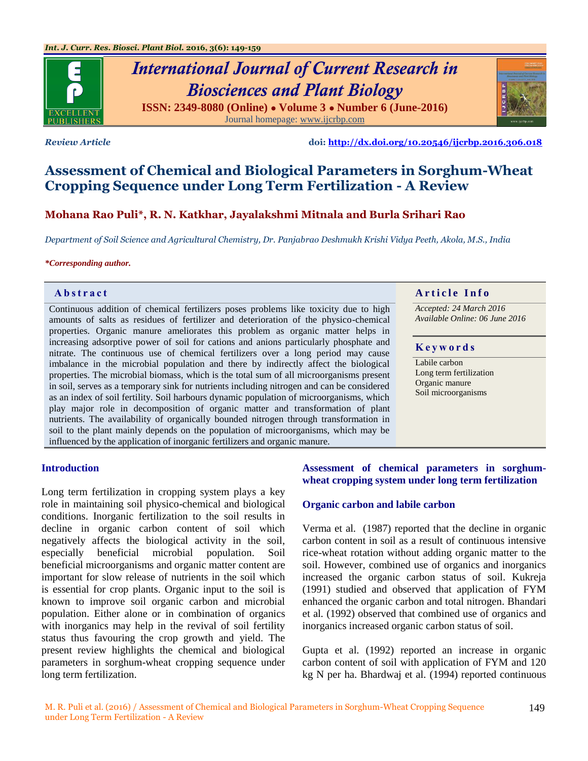*Review Article*

**doi:** http://dx.doi.org/10.20546/ijcrbp.2016.306.018

# Assessment of Chemical and Biological Parameters in Sorghum-Wheat Cropping Sequence under Long Term Fertilization - A Review

**Mohana Rao Puli\*, R. N. Katkhar, Jayalakshmi Mitnala and Burla Srihari Rao**

*Department of Soil Science and Agricultural Chemistry, Dr. Panjabrao Deshmukh Krishi Vidya Peeth, Akola, M.S., India*

*\*Corresponding author.*

## Abstract

Continuous addition of chemical fertilizers poses problems like toxicity due to high amounts of salts as residues of fertilizer and deterioration of the physico-chemical properties. Organic manure ameliorates this problem as organic matter helps in increasing adsorptive power of soil for cations and anions particularly phosphate and nitrate. The continuous use of chemical fertilizers over a long period may cause imbalance in the microbial population and there by indirectly affect the biological properties. The microbial biomass, which is the total sum of all microorganisms present in soil, serves as a temporary sink for nutrients including nitrogen and can be considered as an index of soil fertility. Soil harbours dynamic population of microorganisms, which play major role in decomposition of organic matter and transformation of plant nutrients. The availability of organically bounded nitrogen through transformation in soil to the plant mainly depends on the population of microorganisms, which may be influenced by the application of inorganic fertilizers and organic manure.

## Article Info

*Accepted: 24 March 2016*
*Available Online: 06 June 2016*

## Keywords

Labile carbon
Long term fertilization
Organic manure
Soil microorganisms

## Introduction

Long term fertilization in cropping system plays a key role in maintaining soil physico-chemical and biological conditions. Inorganic fertilization to the soil results in decline in organic carbon content of soil which negatively affects the biological activity in the soil, especially beneficial microbial population. Soil beneficial microorganisms and organic matter content are important for slow release of nutrients in the soil which is essential for crop plants. Organic input to the soil is known to improve soil organic carbon and microbial population. Either alone or in combination of organics with inorganics may help in the revival of soil fertility status thus favouring the crop growth and yield. The present review highlights the chemical and biological parameters in sorghum-wheat cropping sequence under long term fertilization.

## Assessment of chemical parameters in sorghum-wheat cropping system under long term fertilization

### Organic carbon and labile carbon

Verma et al. (1987) reported that the decline in organic carbon content in soil as a result of continuous intensive rice-wheat rotation without adding organic matter to the soil. However, combined use of organics and inorganics increased the organic carbon status of soil. Kukreja (1991) studied and observed that application of FYM enhanced the organic carbon and total nitrogen. Bhandari et al. (1992) observed that combined use of organics and inorganics increased organic carbon status of soil.

Gupta et al. (1992) reported an increase in organic carbon content of soil with application of FYM and 120 kg N per ha. Bhardwaj et al. (1994) reported continuous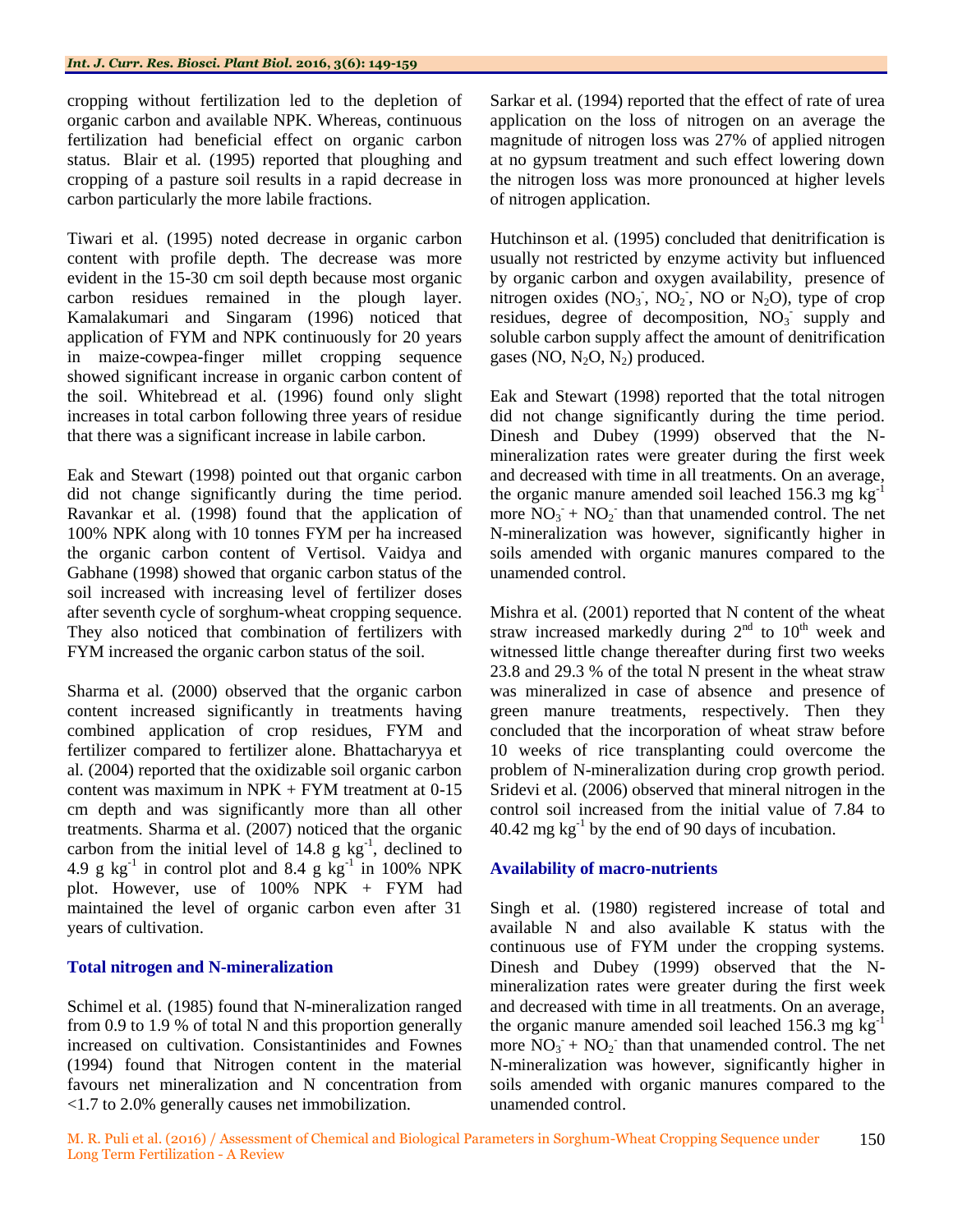cropping without fertilization led to the depletion of organic carbon and available NPK. Whereas, continuous fertilization had beneficial effect on organic carbon status. Blair et al. (1995) reported that ploughing and cropping of a pasture soil results in a rapid decrease in carbon particularly the more labile fractions.

Tiwari et al. (1995) noted decrease in organic carbon content with profile depth. The decrease was more evident in the 15-30 cm soil depth because most organic carbon residues remained in the plough layer. Kamalakumari and Singaram (1996) noticed that application of FYM and NPK continuously for 20 years in maize-cowpea-finger millet cropping sequence showed significant increase in organic carbon content of the soil. Whitebread et al. (1996) found only slight increases in total carbon following three years of residue that there was a significant increase in labile carbon.

Eak and Stewart (1998) pointed out that organic carbon did not change significantly during the time period. Ravankar et al. (1998) found that the application of 100% NPK along with 10 tonnes FYM per ha increased the organic carbon content of Vertisol. Vaidya and Gabhane (1998) showed that organic carbon status of the soil increased with increasing level of fertilizer doses after seventh cycle of sorghum-wheat cropping sequence. They also noticed that combination of fertilizers with FYM increased the organic carbon status of the soil.

Sharma et al. (2000) observed that the organic carbon content increased significantly in treatments having combined application of crop residues, FYM and fertilizer compared to fertilizer alone. Bhattacharyya et al. (2004) reported that the oxidizable soil organic carbon content was maximum in NPK + FYM treatment at 0-15 cm depth and was significantly more than all other treatments. Sharma et al. (2007) noticed that the organic carbon from the initial level of 14.8 g $kg^{-1}$, declined to 4.9 g $kg^{-1}$ in control plot and 8.4 g $kg^{-1}$ in 100% NPK plot. However, use of 100% NPK + FYM had maintained the level of organic carbon even after 31 years of cultivation.

### Total nitrogen and N-mineralization

Schimel et al. (1985) found that N-mineralization ranged from 0.9 to 1.9 % of total N and this proportion generally increased on cultivation. Consistantinides and Fownes (1994) found that Nitrogen content in the material favours net mineralization and N concentration from <1.7 to 2.0% generally causes net immobilization.

Sarkar et al. (1994) reported that the effect of rate of urea application on the loss of nitrogen on an average the magnitude of nitrogen loss was 27% of applied nitrogen at no gypsum treatment and such effect lowering down the nitrogen loss was more pronounced at higher levels of nitrogen application.

Hutchinson et al. (1995) concluded that denitrification is usually not restricted by enzyme activity but influenced by organic carbon and oxygen availability, presence of nitrogen oxides ($NO_3^-$, $NO_2^-$, NO or $N_2O$), type of crop residues, degree of decomposition, $NO_3^-$ supply and soluble carbon supply affect the amount of denitrification gases (NO, $N_2O$, $N_2$) produced.

Eak and Stewart (1998) reported that the total nitrogen did not change significantly during the time period. Dinesh and Dubey (1999) observed that the N-mineralization rates were greater during the first week and decreased with time in all treatments. On an average, the organic manure amended soil leached 156.3 mg $kg^{-1}$ more $NO_3^-$ + $NO_2^-$ than that unamended control. The net N-mineralization was however, significantly higher in soils amended with organic manures compared to the unamended control.

Mishra et al. (2001) reported that N content of the wheat straw increased markedly during 2nd to 10th week and witnessed little change thereafter during first two weeks 23.8 and 29.3 % of the total N present in the wheat straw was mineralized in case of absence and presence of green manure treatments, respectively. Then they concluded that the incorporation of wheat straw before 10 weeks of rice transplanting could overcome the problem of N-mineralization during crop growth period. Sridevi et al. (2006) observed that mineral nitrogen in the control soil increased from the initial value of 7.84 to 40.42 mg $kg^{-1}$ by the end of 90 days of incubation.

### Availability of macro-nutrients

Singh et al. (1980) registered increase of total and available N and also available K status with the continuous use of FYM under the cropping systems. Dinesh and Dubey (1999) observed that the N-mineralization rates were greater during the first week and decreased with time in all treatments. On an average, the organic manure amended soil leached 156.3 mg $kg^{-1}$ more $NO_3^-$ + $NO_2^-$ than that unamended control. The net N-mineralization was however, significantly higher in soils amended with organic manures compared to the unamended control.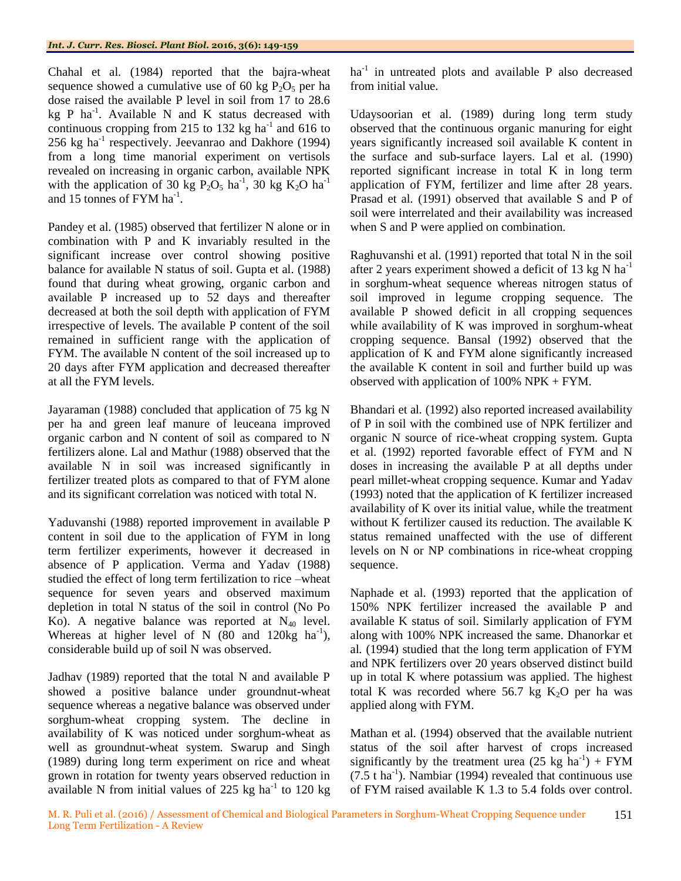Chahal et al. (1984) reported that the bajra-wheat sequence showed a cumulative use of 60 kg $P_2O_5$ per ha dose raised the available P level in soil from 17 to 28.6 kg P $ha^{-1}$. Available N and K status decreased with continuous cropping from 215 to 132 kg $ha^{-1}$ and 616 to 256 kg $ha^{-1}$ respectively. Jeevanrao and Dakhore (1994) from a long time manorial experiment on vertisols revealed on increasing in organic carbon, available NPK with the application of 30 kg $P_2O_5$ $ha^{-1}$, 30 kg $K_2O$ $ha^{-1}$ and 15 tonnes of FYM $ha^{-1}$.

Pandey et al. (1985) observed that fertilizer N alone or in combination with P and K invariably resulted in the significant increase over control showing positive balance for available N status of soil. Gupta et al. (1988) found that during wheat growing, organic carbon and available P increased up to 52 days and thereafter decreased at both the soil depth with application of FYM irrespective of levels. The available P content of the soil remained in sufficient range with the application of FYM. The available N content of the soil increased up to 20 days after FYM application and decreased thereafter at all the FYM levels.

Jayaraman (1988) concluded that application of 75 kg N per ha and green leaf manure of leuceana improved organic carbon and N content of soil as compared to N fertilizers alone. Lal and Mathur (1988) observed that the available N in soil was increased significantly in fertilizer treated plots as compared to that of FYM alone and its significant correlation was noticed with total N.

Yaduvanshi (1988) reported improvement in available P content in soil due to the application of FYM in long term fertilizer experiments, however it decreased in absence of P application. Verma and Yadav (1988) studied the effect of long term fertilization to rice –wheat sequence for seven years and observed maximum depletion in total N status of the soil in control (No Po Ko). A negative balance was reported at $N_{40}$ level. Whereas at higher level of N (80 and 120kg $ha^{-1}$), considerable build up of soil N was observed.

Jadhav (1989) reported that the total N and available P showed a positive balance under groundnut-wheat sequence whereas a negative balance was observed under sorghum-wheat cropping system. The decline in availability of K was noticed under sorghum-wheat as well as groundnut-wheat system. Swarup and Singh (1989) during long term experiment on rice and wheat grown in rotation for twenty years observed reduction in available N from initial values of 225 kg $ha^{-1}$ to 120 kg $ha^{-1}$ in untreated plots and available P also decreased from initial value.

Udaysoorian et al. (1989) during long term study observed that the continuous organic manuring for eight years significantly increased soil available K content in the surface and sub-surface layers. Lal et al. (1990) reported significant increase in total K in long term application of FYM, fertilizer and lime after 28 years. Prasad et al. (1991) observed that available S and P of soil were interrelated and their availability was increased when S and P were applied on combination.

Raghuvanshi et al. (1991) reported that total N in the soil after 2 years experiment showed a deficit of 13 kg N $ha^{-1}$ in sorghum-wheat sequence whereas nitrogen status of soil improved in legume cropping sequence. The available P showed deficit in all cropping sequences while availability of K was improved in sorghum-wheat cropping sequence. Bansal (1992) observed that the application of K and FYM alone significantly increased the available K content in soil and further build up was observed with application of 100% NPK + FYM.

Bhandari et al. (1992) also reported increased availability of P in soil with the combined use of NPK fertilizer and organic N source of rice-wheat cropping system. Gupta et al. (1992) reported favorable effect of FYM and N doses in increasing the available P at all depths under pearl millet-wheat cropping sequence. Kumar and Yadav (1993) noted that the application of K fertilizer increased availability of K over its initial value, while the treatment without K fertilizer caused its reduction. The available K status remained unaffected with the use of different levels on N or NP combinations in rice-wheat cropping sequence.

Naphade et al. (1993) reported that the application of 150% NPK fertilizer increased the available P and available K status of soil. Similarly application of FYM along with 100% NPK increased the same. Dhanorkar et al. (1994) studied that the long term application of FYM and NPK fertilizers over 20 years observed distinct build up in total K where potassium was applied. The highest total K was recorded where 56.7 kg $K_2O$ per ha was applied along with FYM.

Mathan et al. (1994) observed that the available nutrient status of the soil after harvest of crops increased significantly by the treatment urea (25 kg $ha^{-1}$) + FYM (7.5 t $ha^{-1}$). Nambiar (1994) revealed that continuous use of FYM raised available K 1.3 to 5.4 folds over control.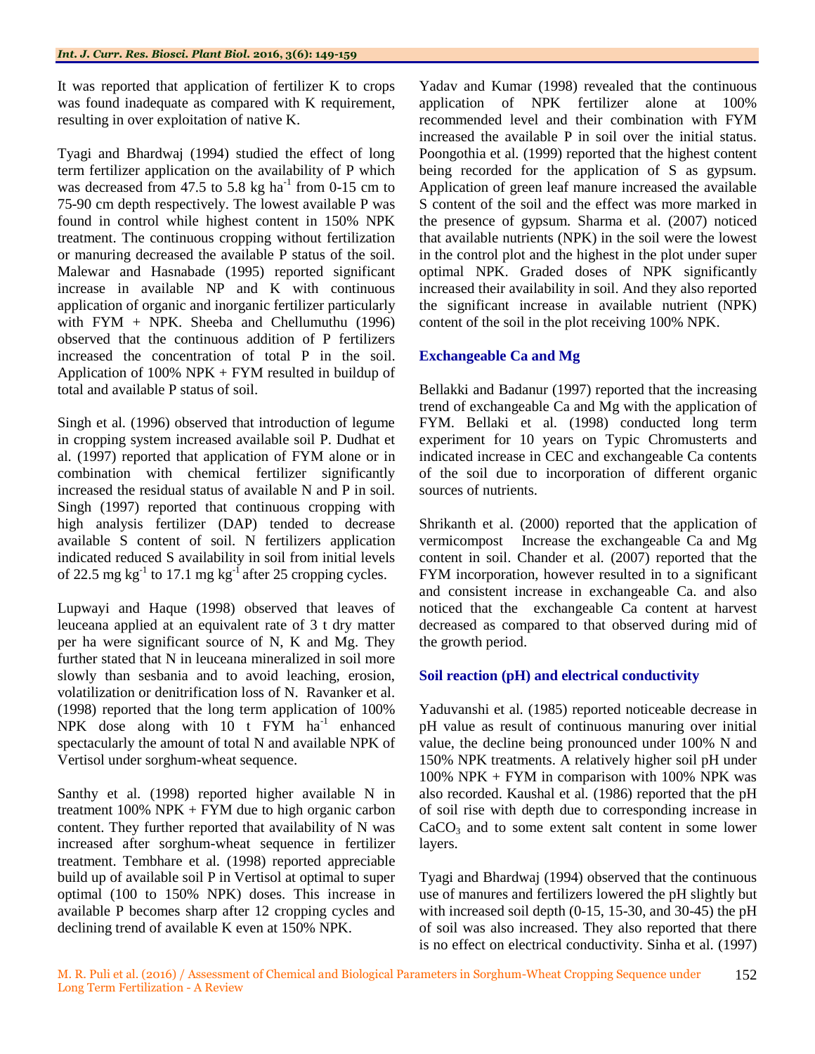It was reported that application of fertilizer K to crops was found inadequate as compared with K requirement, resulting in over exploitation of native K.

Tyagi and Bhardwaj (1994) studied the effect of long term fertilizer application on the availability of P which was decreased from 47.5 to 5.8 kg ha$^{-1}$ from 0-15 cm to 75-90 cm depth respectively. The lowest available P was found in control while highest content in 150% NPK treatment. The continuous cropping without fertilization or manuring decreased the available P status of the soil. Malewar and Hasnabade (1995) reported significant increase in available NP and K with continuous application of organic and inorganic fertilizer particularly with FYM + NPK. Sheeba and Chellumuthu (1996) observed that the continuous addition of P fertilizers increased the concentration of total P in the soil. Application of 100% NPK + FYM resulted in buildup of total and available P status of soil.

Singh et al. (1996) observed that introduction of legume in cropping system increased available soil P. Dudhat et al. (1997) reported that application of FYM alone or in combination with chemical fertilizer significantly increased the residual status of available N and P in soil. Singh (1997) reported that continuous cropping with high analysis fertilizer (DAP) tended to decrease available S content of soil. N fertilizers application indicated reduced S availability in soil from initial levels of 22.5 mg kg$^{-1}$ to 17.1 mg kg$^{-1}$ after 25 cropping cycles.

Lupwayi and Haque (1998) observed that leaves of leuceana applied at an equivalent rate of 3 t dry matter per ha were significant source of N, K and Mg. They further stated that N in leuceana mineralized in soil more slowly than sesbania and to avoid leaching, erosion, volatilization or denitrification loss of N. Ravanker et al. (1998) reported that the long term application of 100% NPK dose along with 10 t FYM ha$^{-1}$ enhanced spectacularly the amount of total N and available NPK of Vertisol under sorghum-wheat sequence.

Santhy et al. (1998) reported higher available N in treatment 100% NPK + FYM due to high organic carbon content. They further reported that availability of N was increased after sorghum-wheat sequence in fertilizer treatment. Tembhare et al. (1998) reported appreciable build up of available soil P in Vertisol at optimal to super optimal (100 to 150% NPK) doses. This increase in available P becomes sharp after 12 cropping cycles and declining trend of available K even at 150% NPK.

Yadav and Kumar (1998) revealed that the continuous application of NPK fertilizer alone at 100% recommended level and their combination with FYM increased the available P in soil over the initial status. Poongothia et al. (1999) reported that the highest content being recorded for the application of S as gypsum. Application of green leaf manure increased the available S content of the soil and the effect was more marked in the presence of gypsum. Sharma et al. (2007) noticed that available nutrients (NPK) in the soil were the lowest in the control plot and the highest in the plot under super optimal NPK. Graded doses of NPK significantly increased their availability in soil. And they also reported the significant increase in available nutrient (NPK) content of the soil in the plot receiving 100% NPK.

## Exchangeable Ca and Mg

Bellakki and Badanur (1997) reported that the increasing trend of exchangeable Ca and Mg with the application of FYM. Bellaki et al. (1998) conducted long term experiment for 10 years on Typic Chromusterts and indicated increase in CEC and exchangeable Ca contents of the soil due to incorporation of different organic sources of nutrients.

Shrikanth et al. (2000) reported that the application of vermicompost Increase the exchangeable Ca and Mg content in soil. Chander et al. (2007) reported that the FYM incorporation, however resulted in to a significant and consistent increase in exchangeable Ca. and also noticed that the exchangeable Ca content at harvest decreased as compared to that observed during mid of the growth period.

## Soil reaction (pH) and electrical conductivity

Yaduvanshi et al. (1985) reported noticeable decrease in pH value as result of continuous manuring over initial value, the decline being pronounced under 100% N and 150% NPK treatments. A relatively higher soil pH under 100% NPK + FYM in comparison with 100% NPK was also recorded. Kaushal et al. (1986) reported that the pH of soil rise with depth due to corresponding increase in $CaCO_3$ and to some extent salt content in some lower layers.

Tyagi and Bhardwaj (1994) observed that the continuous use of manures and fertilizers lowered the pH slightly but with increased soil depth (0-15, 15-30, and 30-45) the pH of soil was also increased. They also reported that there is no effect on electrical conductivity. Sinha et al. (1997)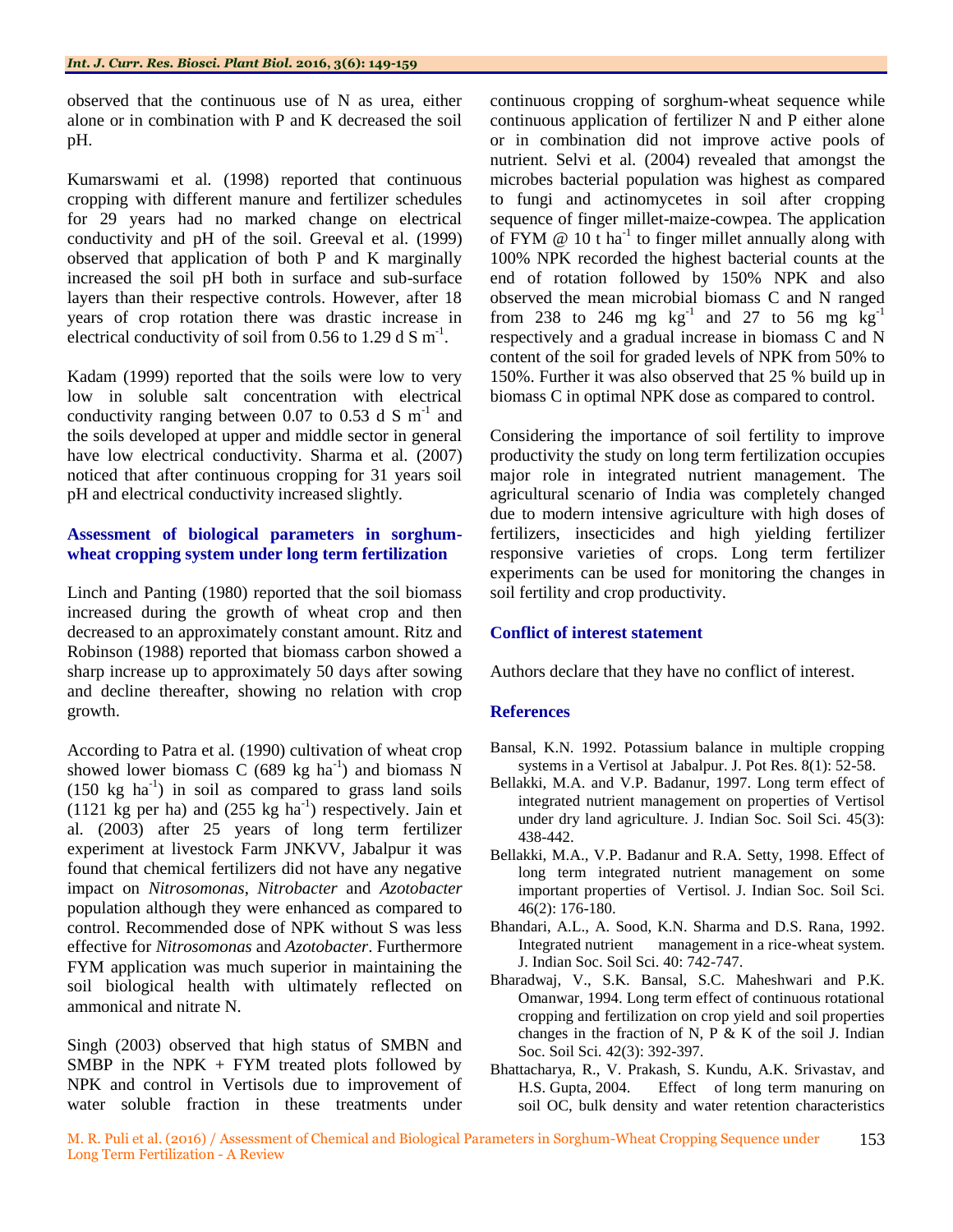observed that the continuous use of N as urea, either alone or in combination with P and K decreased the soil pH.

Kumarswami et al. (1998) reported that continuous cropping with different manure and fertilizer schedules for 29 years had no marked change on electrical conductivity and pH of the soil. Greeval et al. (1999) observed that application of both P and K marginally increased the soil pH both in surface and sub-surface layers than their respective controls. However, after 18 years of crop rotation there was drastic increase in electrical conductivity of soil from 0.56 to 1.29 d S $m^{-1}$.

Kadam (1999) reported that the soils were low to very low in soluble salt concentration with electrical conductivity ranging between 0.07 to 0.53 d S $m^{-1}$ and the soils developed at upper and middle sector in general have low electrical conductivity. Sharma et al. (2007) noticed that after continuous cropping for 31 years soil pH and electrical conductivity increased slightly.

### Assessment of biological parameters in sorghum-wheat cropping system under long term fertilization

Linch and Panting (1980) reported that the soil biomass increased during the growth of wheat crop and then decreased to an approximately constant amount. Ritz and Robinson (1988) reported that biomass carbon showed a sharp increase up to approximately 50 days after sowing and decline thereafter, showing no relation with crop growth.

According to Patra et al. (1990) cultivation of wheat crop showed lower biomass C (689 kg $ha^{-1}$) and biomass N (150 kg $ha^{-1}$) in soil as compared to grass land soils (1121 kg per ha) and (255 kg $ha^{-1}$) respectively. Jain et al. (2003) after 25 years of long term fertilizer experiment at livestock Farm JNKVV, Jabalpur it was found that chemical fertilizers did not have any negative impact on *Nitrosomonas*, *Nitrobacter* and *Azotobacter* population although they were enhanced as compared to control. Recommended dose of NPK without S was less effective for *Nitrosomonas* and *Azotobacter*. Furthermore FYM application was much superior in maintaining the soil biological health with ultimately reflected on ammonical and nitrate N.

Singh (2003) observed that high status of SMBN and SMBP in the NPK + FYM treated plots followed by NPK and control in Vertisols due to improvement of water soluble fraction in these treatments under continuous cropping of sorghum-wheat sequence while continuous application of fertilizer N and P either alone or in combination did not improve active pools of nutrient. Selvi et al. (2004) revealed that amongst the microbes bacterial population was highest as compared to fungi and actinomycetes in soil after cropping sequence of finger millet-maize-cowpea. The application of FYM @ 10 t $ha^{-1}$ to finger millet annually along with 100% NPK recorded the highest bacterial counts at the end of rotation followed by 150% NPK and also observed the mean microbial biomass C and N ranged from 238 to 246 mg $kg^{-1}$ and 27 to 56 mg $kg^{-1}$ respectively and a gradual increase in biomass C and N content of the soil for graded levels of NPK from 50% to 150%. Further it was also observed that 25 % build up in biomass C in optimal NPK dose as compared to control.

Considering the importance of soil fertility to improve productivity the study on long term fertilization occupies major role in integrated nutrient management. The agricultural scenario of India was completely changed due to modern intensive agriculture with high doses of fertilizers, insecticides and high yielding fertilizer responsive varieties of crops. Long term fertilizer experiments can be used for monitoring the changes in soil fertility and crop productivity.

## Conflict of interest statement

Authors declare that they have no conflict of interest.

## References

Bansal, K.N. 1992. Potassium balance in multiple cropping systems in a Vertisol at Jabalpur. J. Pot Res. 8(1): 52-58.

Bellakki, M.A. and V.P. Badanur, 1997. Long term effect of integrated nutrient management on properties of Vertisol under dry land agriculture. J. Indian Soc. Soil Sci. 45(3): 438-442.

Bellakki, M.A., V.P. Badanur and R.A. Setty, 1998. Effect of long term integrated nutrient management on some important properties of Vertisol. J. Indian Soc. Soil Sci. 46(2): 176-180.

Bhandari, A.L., A. Sood, K.N. Sharma and D.S. Rana, 1992. Integrated nutrient management in a rice-wheat system. J. Indian Soc. Soil Sci. 40: 742-747.

Bharadwaj, V., S.K. Bansal, S.C. Maheshwari and P.K. Omanwar, 1994. Long term effect of continuous rotational cropping and fertilization on crop yield and soil properties changes in the fraction of N, P & K of the soil J. Indian Soc. Soil Sci. 42(3): 392-397.

Bhattacharya, R., V. Prakash, S. Kundu, A.K. Srivastav, and H.S. Gupta, 2004. Effect of long term manuring on soil OC, bulk density and water retention characteristics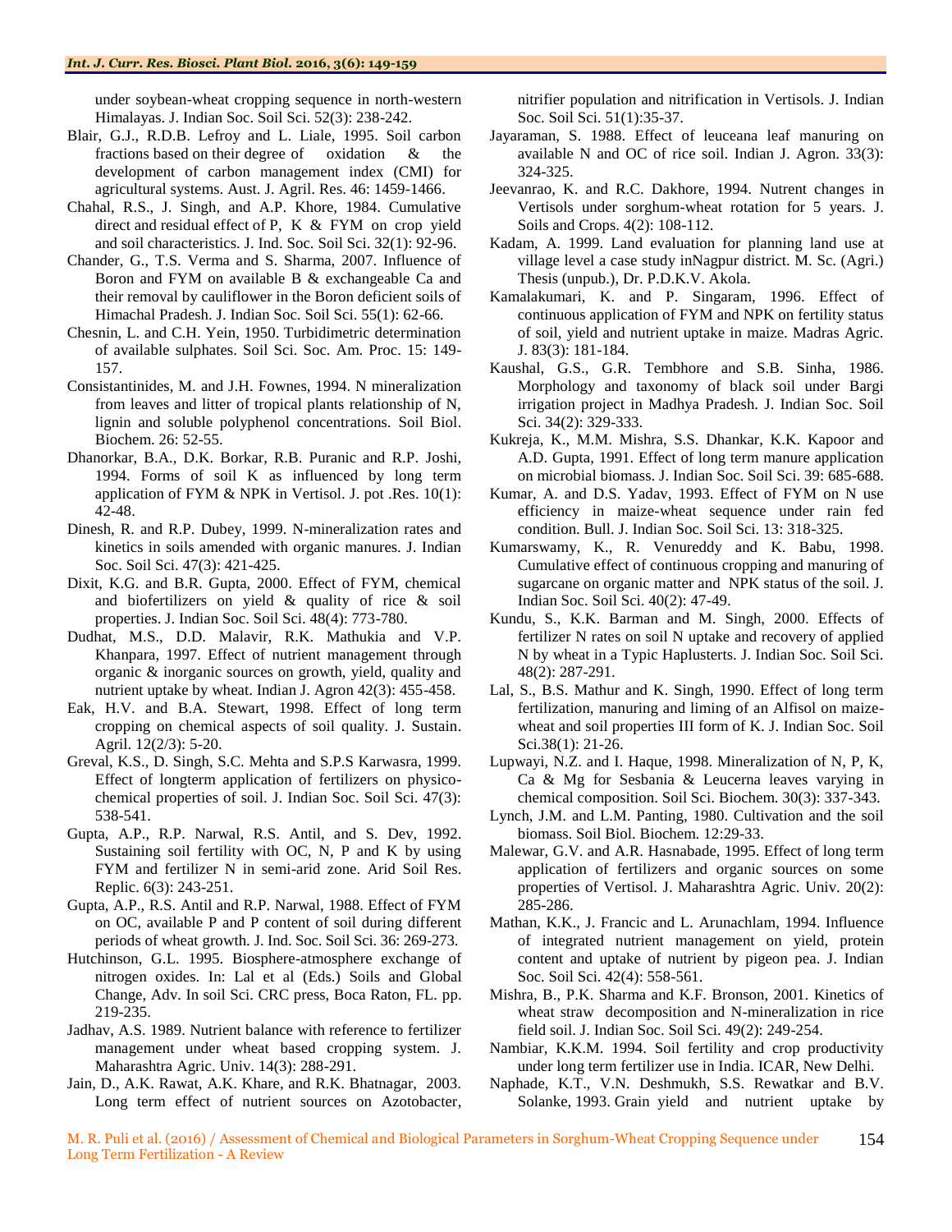under soybean-wheat cropping sequence in north-western Himalayas. J. Indian Soc. Soil Sci. 52(3): 238-242.

Blair, G.J., R.D.B. Lefroy and L. Liale, 1995. Soil carbon fractions based on their degree of oxidation & the development of carbon management index (CMI) for agricultural systems. Aust. J. Agril. Res. 46: 1459-1466.

Chahal, R.S., J. Singh, and A.P. Khore, 1984. Cumulative direct and residual effect of P, K & FYM on crop yield and soil characteristics. J. Ind. Soc. Soil Sci. 32(1): 92-96.

Chander, G., T.S. Verma and S. Sharma, 2007. Influence of Boron and FYM on available B & exchangeable Ca and their removal by cauliflower in the Boron deficient soils of Himachal Pradesh. J. Indian Soc. Soil Sci. 55(1): 62-66.

Chesnin, L. and C.H. Yein, 1950. Turbidimetric determination of available sulphates. Soil Sci. Soc. Am. Proc. 15: 149-157.

Consistantinides, M. and J.H. Fownes, 1994. N mineralization from leaves and litter of tropical plants relationship of N, lignin and soluble polyphenol concentrations. Soil Biol. Biochem. 26: 52-55.

Dhanorkar, B.A., D.K. Borkar, R.B. Puranic and R.P. Joshi, 1994. Forms of soil K as influenced by long term application of FYM & NPK in Vertisol. J. pot .Res. 10(1): 42-48.

Dinesh, R. and R.P. Dubey, 1999. N-mineralization rates and kinetics in soils amended with organic manures. J. Indian Soc. Soil Sci. 47(3): 421-425.

Dixit, K.G. and B.R. Gupta, 2000. Effect of FYM, chemical and biofertilizers on yield & quality of rice & soil properties. J. Indian Soc. Soil Sci. 48(4): 773-780.

Dudhat, M.S., D.D. Malavir, R.K. Mathukia and V.P. Khanpara, 1997. Effect of nutrient management through organic & inorganic sources on growth, yield, quality and nutrient uptake by wheat. Indian J. Agron 42(3): 455-458.

Eak, H.V. and B.A. Stewart, 1998. Effect of long term cropping on chemical aspects of soil quality. J. Sustain. Agril. 12(2/3): 5-20.

Greval, K.S., D. Singh, S.C. Mehta and S.P.S Karwasra, 1999. Effect of longterm application of fertilizers on physico-chemical properties of soil. J. Indian Soc. Soil Sci. 47(3): 538-541.

Gupta, A.P., R.P. Narwal, R.S. Antil, and S. Dev, 1992. Sustaining soil fertility with OC, N, P and K by using FYM and fertilizer N in semi-arid zone. Arid Soil Res. Replic. 6(3): 243-251.

Gupta, A.P., R.S. Antil and R.P. Narwal, 1988. Effect of FYM on OC, available P and P content of soil during different periods of wheat growth. J. Ind. Soc. Soil Sci. 36: 269-273.

Hutchinson, G.L. 1995. Biosphere-atmosphere exchange of nitrogen oxides. In: Lal et al (Eds.) Soils and Global Change, Adv. In soil Sci. CRC press, Boca Raton, FL. pp. 219-235.

Jadhav, A.S. 1989. Nutrient balance with reference to fertilizer management under wheat based cropping system. J. Maharashtra Agric. Univ. 14(3): 288-291.

Jain, D., A.K. Rawat, A.K. Khare, and R.K. Bhatnagar, 2003. Long term effect of nutrient sources on Azotobacter, nitrifier population and nitrification in Vertisols. J. Indian Soc. Soil Sci. 51(1):35-37.

Jayaraman, S. 1988. Effect of leuceana leaf manuring on available N and OC of rice soil. Indian J. Agron. 33(3): 324-325.

Jeevanrao, K. and R.C. Dakhore, 1994. Nutrent changes in Vertisols under sorghum-wheat rotation for 5 years. J. Soils and Crops. 4(2): 108-112.

Kadam, A. 1999. Land evaluation for planning land use at village level a case study inNagpur district. M. Sc. (Agri.) Thesis (unpub.), Dr. P.D.K.V. Akola.

Kamalakumari, K. and P. Singaram, 1996. Effect of continuous application of FYM and NPK on fertility status of soil, yield and nutrient uptake in maize. Madras Agric. J. 83(3): 181-184.

Kaushal, G.S., G.R. Tembhore and S.B. Sinha, 1986. Morphology and taxonomy of black soil under Bargi irrigation project in Madhya Pradesh. J. Indian Soc. Soil Sci. 34(2): 329-333.

Kukreja, K., M.M. Mishra, S.S. Dhankar, K.K. Kapoor and A.D. Gupta, 1991. Effect of long term manure application on microbial biomass. J. Indian Soc. Soil Sci. 39: 685-688.

Kumar, A. and D.S. Yadav, 1993. Effect of FYM on N use efficiency in maize-wheat sequence under rain fed condition. Bull. J. Indian Soc. Soil Sci. 13: 318-325.

Kumarswamy, K., R. Venureddy and K. Babu, 1998. Cumulative effect of continuous cropping and manuring of sugarcane on organic matter and NPK status of the soil. J. Indian Soc. Soil Sci. 40(2): 47-49.

Kundu, S., K.K. Barman and M. Singh, 2000. Effects of fertilizer N rates on soil N uptake and recovery of applied N by wheat in a Typic Haplusterts. J. Indian Soc. Soil Sci. 48(2): 287-291.

Lal, S., B.S. Mathur and K. Singh, 1990. Effect of long term fertilization, manuring and liming of an Alfisol on maize-wheat and soil properties III form of K. J. Indian Soc. Soil Sci.38(1): 21-26.

Lupwayi, N.Z. and I. Haque, 1998. Mineralization of N, P, K, Ca & Mg for Sesbania & Leucerna leaves varying in chemical composition. Soil Sci. Biochem. 30(3): 337-343.

Lynch, J.M. and L.M. Panting, 1980. Cultivation and the soil biomass. Soil Biol. Biochem. 12:29-33.

Malewar, G.V. and A.R. Hasnabade, 1995. Effect of long term application of fertilizers and organic sources on some properties of Vertisol. J. Maharashtra Agric. Univ. 20(2): 285-286.

Mathan, K.K., J. Francic and L. Arunachlam, 1994. Influence of integrated nutrient management on yield, protein content and uptake of nutrient by pigeon pea. J. Indian Soc. Soil Sci. 42(4): 558-561.

Mishra, B., P.K. Sharma and K.F. Bronson, 2001. Kinetics of wheat straw decomposition and N-mineralization in rice field soil. J. Indian Soc. Soil Sci. 49(2): 249-254.

Nambiar, K.K.M. 1994. Soil fertility and crop productivity under long term fertilizer use in India. ICAR, New Delhi.

Naphade, K.T., V.N. Deshmukh, S.S. Rewatkar and B.V. Solanke, 1993. Grain yield and nutrient uptake by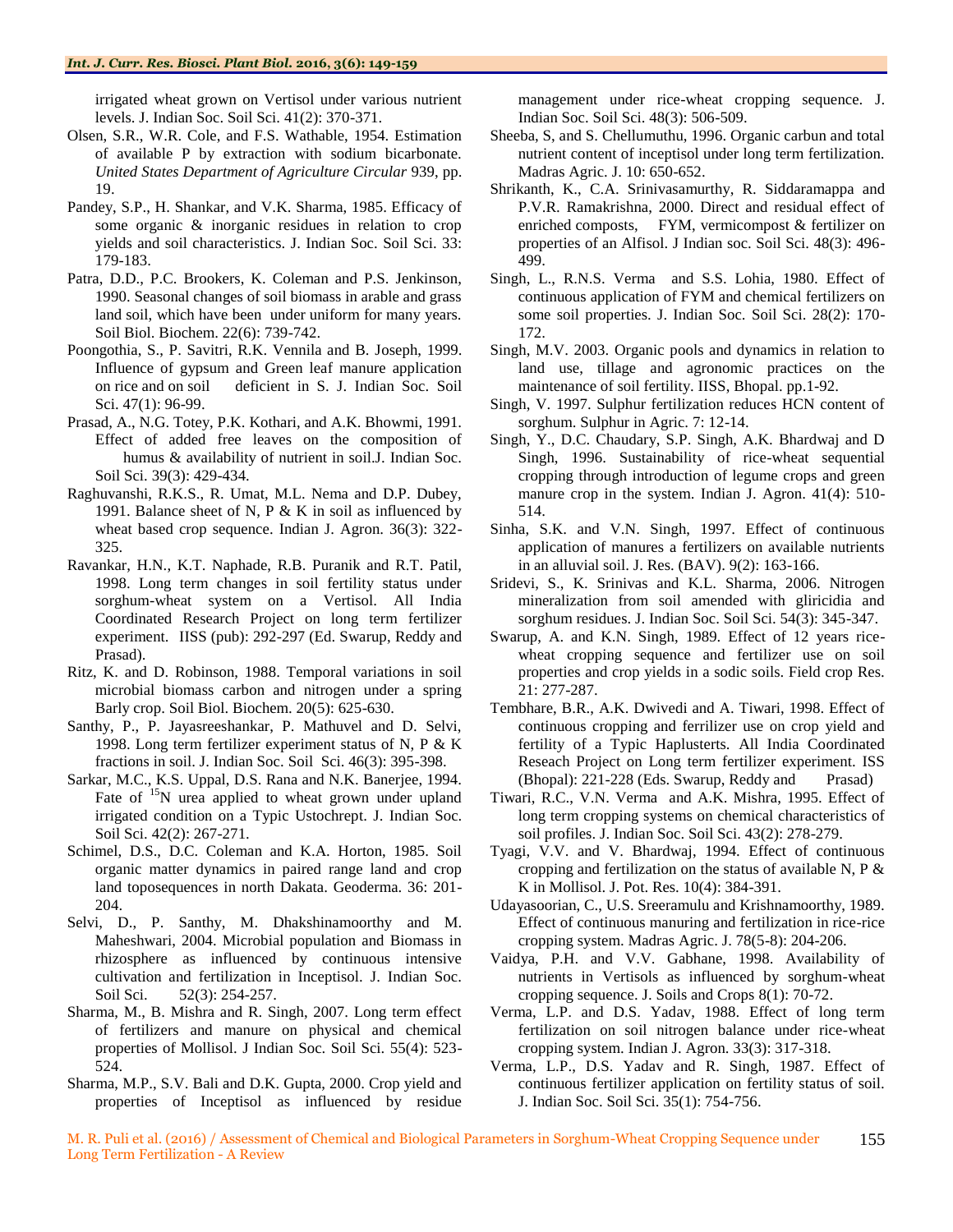irrigated wheat grown on Vertisol under various nutrient levels. J. Indian Soc. Soil Sci. 41(2): 370-371.

Olsen, S.R., W.R. Cole, and F.S. Wathable, 1954. Estimation of available P by extraction with sodium bicarbonate. *United States Department of Agriculture Circular* 939, pp. 19.

Pandey, S.P., H. Shankar, and V.K. Sharma, 1985. Efficacy of some organic & inorganic residues in relation to crop yields and soil characteristics. J. Indian Soc. Soil Sci. 33: 179-183.

Patra, D.D., P.C. Brookers, K. Coleman and P.S. Jenkinson, 1990. Seasonal changes of soil biomass in arable and grass land soil, which have been under uniform for many years. Soil Biol. Biochem. 22(6): 739-742.

Poongothia, S., P. Savitri, R.K. Vennila and B. Joseph, 1999. Influence of gypsum and Green leaf manure application on rice and on soil deficient in S. J. Indian Soc. Soil Sci. 47(1): 96-99.

Prasad, A., N.G. Totey, P.K. Kothari, and A.K. Bhowmi, 1991. Effect of added free leaves on the composition of humus & availability of nutrient in soil.J. Indian Soc. Soil Sci. 39(3): 429-434.

Raghuvanshi, R.K.S., R. Umat, M.L. Nema and D.P. Dubey, 1991. Balance sheet of N, P & K in soil as influenced by wheat based crop sequence. Indian J. Agron. 36(3): 322-325.

Ravankar, H.N., K.T. Naphade, R.B. Puranik and R.T. Patil, 1998. Long term changes in soil fertility status under sorghum-wheat system on a Vertisol. All India Coordinated Research Project on long term fertilizer experiment. IISS (pub): 292-297 (Ed. Swarup, Reddy and Prasad).

Ritz, K. and D. Robinson, 1988. Temporal variations in soil microbial biomass carbon and nitrogen under a spring Barly crop. Soil Biol. Biochem. 20(5): 625-630.

Santhy, P., P. Jayasreeshankar, P. Mathuvel and D. Selvi, 1998. Long term fertilizer experiment status of N, P & K fractions in soil. J. Indian Soc. Soil Sci. 46(3): 395-398.

Sarkar, M.C., K.S. Uppal, D.S. Rana and N.K. Banerjee, 1994. Fate of $^{15}N$ urea applied to wheat grown under upland irrigated condition on a Typic Ustochrept. J. Indian Soc. Soil Sci. 42(2): 267-271.

Schimel, D.S., D.C. Coleman and K.A. Horton, 1985. Soil organic matter dynamics in paired range land and crop land toposequences in north Dakata. Geoderma. 36: 201-204.

Selvi, D., P. Santhy, M. Dhakshinamoorthy and M. Maheshwari, 2004. Microbial population and Biomass in rhizosphere as influenced by continuous intensive cultivation and fertilization in Inceptisol. J. Indian Soc. Soil Sci. 52(3): 254-257.

Sharma, M., B. Mishra and R. Singh, 2007. Long term effect of fertilizers and manure on physical and chemical properties of Mollisol. J Indian Soc. Soil Sci. 55(4): 523-524.

Sharma, M.P., S.V. Bali and D.K. Gupta, 2000. Crop yield and properties of Inceptisol as influenced by residue management under rice-wheat cropping sequence. J. Indian Soc. Soil Sci. 48(3): 506-509.

Sheeba, S, and S. Chellumuthu, 1996. Organic carbun and total nutrient content of inceptisol under long term fertilization. Madras Agric. J. 10: 650-652.

Shrikanth, K., C.A. Srinivasamurthy, R. Siddaramappa and P.V.R. Ramakrishna, 2000. Direct and residual effect of enriched composts, FYM, vermicompost & fertilizer on properties of an Alfisol. J Indian soc. Soil Sci. 48(3): 496-499.

Singh, L., R.N.S. Verma and S.S. Lohia, 1980. Effect of continuous application of FYM and chemical fertilizers on some soil properties. J. Indian Soc. Soil Sci. 28(2): 170-172.

Singh, M.V. 2003. Organic pools and dynamics in relation to land use, tillage and agronomic practices on the maintenance of soil fertility. IISS, Bhopal. pp.1-92.

Singh, V. 1997. Sulphur fertilization reduces HCN content of sorghum. Sulphur in Agric. 7: 12-14.

Singh, Y., D.C. Chaudary, S.P. Singh, A.K. Bhardwaj and D Singh, 1996. Sustainability of rice-wheat sequential cropping through introduction of legume crops and green manure crop in the system. Indian J. Agron. 41(4): 510-514.

Sinha, S.K. and V.N. Singh, 1997. Effect of continuous application of manures a fertilizers on available nutrients in an alluvial soil. J. Res. (BAV). 9(2): 163-166.

Sridevi, S., K. Srinivas and K.L. Sharma, 2006. Nitrogen mineralization from soil amended with gliricidia and sorghum residues. J. Indian Soc. Soil Sci. 54(3): 345-347.

Swarup, A. and K.N. Singh, 1989. Effect of 12 years rice-wheat cropping sequence and fertilizer use on soil properties and crop yields in a sodic soils. Field crop Res. 21: 277-287.

Tembhare, B.R., A.K. Dwivedi and A. Tiwari, 1998. Effect of continuous cropping and ferrilizer use on crop yield and fertility of a Typic Haplusterts. All India Coordinated Reseach Project on Long term fertilizer experiment. ISS (Bhopal): 221-228 (Eds. Swarup, Reddy and Prasad)

Tiwari, R.C., V.N. Verma and A.K. Mishra, 1995. Effect of long term cropping systems on chemical characteristics of soil profiles. J. Indian Soc. Soil Sci. 43(2): 278-279.

Tyagi, V.V. and V. Bhardwaj, 1994. Effect of continuous cropping and fertilization on the status of available N, P & K in Mollisol. J. Pot. Res. 10(4): 384-391.

Udayasoorian, C., U.S. Sreeramulu and Krishnamoorthy, 1989. Effect of continuous manuring and fertilization in rice-rice cropping system. Madras Agric. J. 78(5-8): 204-206.

Vaidya, P.H. and V.V. Gabhane, 1998. Availability of nutrients in Vertisols as influenced by sorghum-wheat cropping sequence. J. Soils and Crops 8(1): 70-72.

Verma, L.P. and D.S. Yadav, 1988. Effect of long term fertilization on soil nitrogen balance under rice-wheat cropping system. Indian J. Agron. 33(3): 317-318.

Verma, L.P., D.S. Yadav and R. Singh, 1987. Effect of continuous fertilizer application on fertility status of soil. J. Indian Soc. Soil Sci. 35(1): 754-756.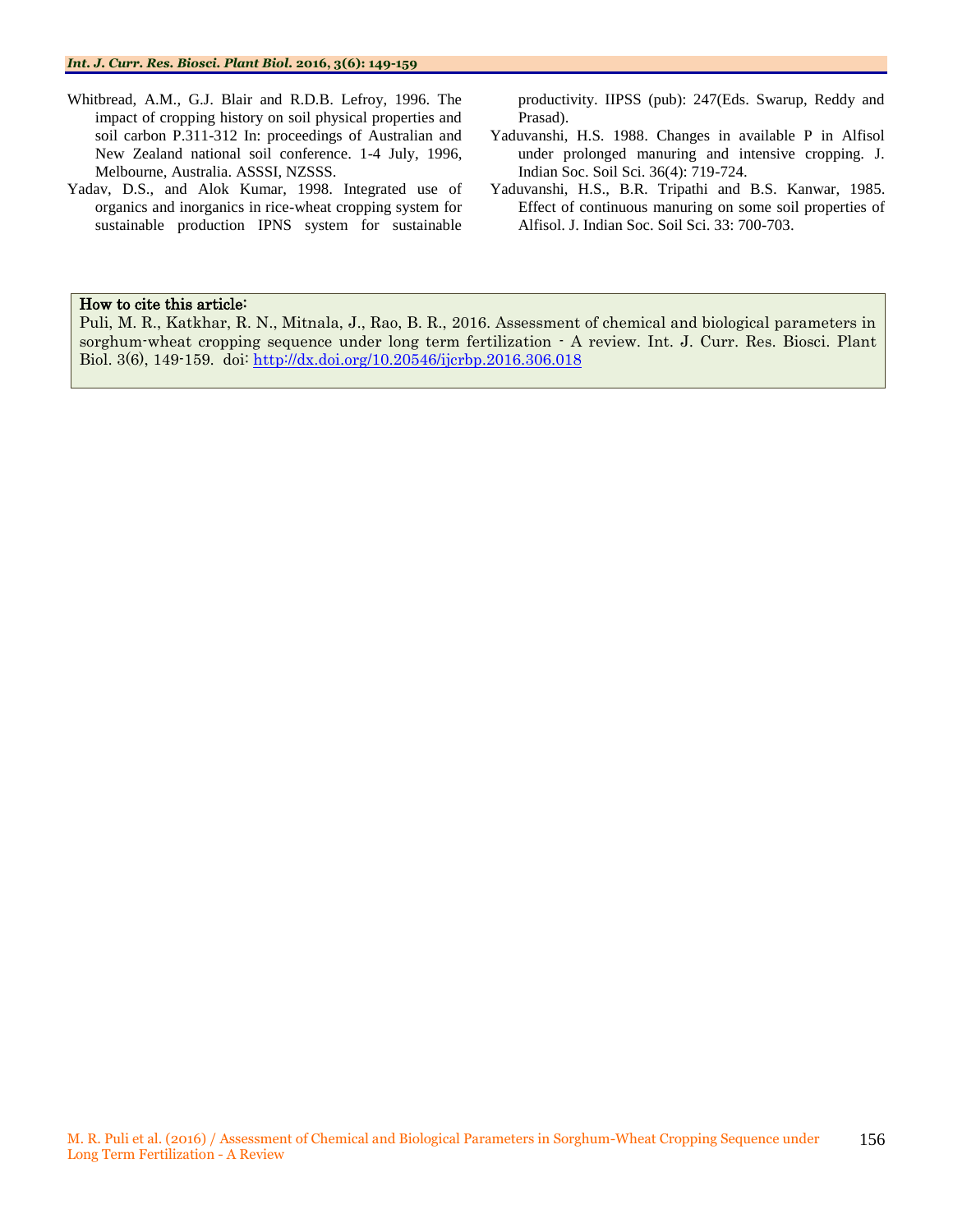Whitbread, A.M., G.J. Blair and R.D.B. Lefroy, 1996. The impact of cropping history on soil physical properties and soil carbon P.311-312 In: proceedings of Australian and New Zealand national soil conference. 1-4 July, 1996, Melbourne, Australia. ASSSI, NZSSS.

Yadav, D.S., and Alok Kumar, 1998. Integrated use of organics and inorganics in rice-wheat cropping system for sustainable production IPNS system for sustainable productivity. IIPSS (pub): 247(Eds. Swarup, Reddy and Prasad).

Yaduvanshi, H.S. 1988. Changes in available P in Alfisol under prolonged manuring and intensive cropping. J. Indian Soc. Soil Sci. 36(4): 719-724.

Yaduvanshi, H.S., B.R. Tripathi and B.S. Kanwar, 1985. Effect of continuous manuring on some soil properties of Alfisol. J. Indian Soc. Soil Sci. 33: 700-703.

**How to cite this article:**

Puli, M. R., Katkhar, R. N., Mitnala, J., Rao, B. R., 2016. Assessment of chemical and biological parameters in sorghum-wheat cropping sequence under long term fertilization - A review. Int. J. Curr. Res. Biosci. Plant Biol. 3(6), 149-159. doi: http://dx.doi.org/10.20546/ijcrbp.2016.306.018